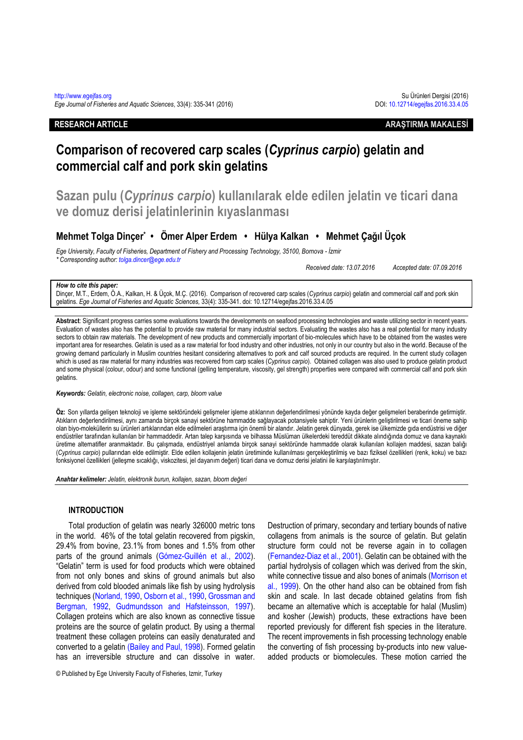RESEARCH ARTICLE — ARAŞTIRMA MAKALESİ

# Comparison of recovered carp scales (*Cyprinus carpio*) gelatin and commercial calf and pork skin gelatins

# Sazan pulu (*Cyprinus carpio*) kullanılarak elde edilen jelatin ve ticari dana ve domuz derisi jelatinlerinin kıyaslanması

**Mehmet Tolga Dinçer*** • **Ömer Alper Erdem** • **Hülya Kalkan** • **Mehmet Çağıl Üçok**

*Ege University, Faculty of Fisheries, Department of Fishery and Processing Technology, 35100, Bornova - İzmir*
*\* Corresponding author: tolga.dincer@ege.edu.tr*

*Received date: 13.07.2016* *Accepted date: 07.09.2016*

***How to cite this paper:***
Dinçer, M.T., Erdem, Ö.A., Kalkan, H. & Üçok, M.Ç. (2016). Comparison of recovered carp scales (*Cyprinus carpio*) gelatin and commercial calf and pork skin gelatins. *Ege Journal of Fisheries and Aquatic Sciences*, 33(4): 335-341. doi: 10.12714/egejfas.2016.33.4.05

**Abstract**: Significant progress carries some evaluations towards the developments on seafood processing technologies and waste utilizing sector in recent years. Evaluation of wastes also has the potential to provide raw material for many industrial sectors. Evaluating the wastes also has a real potential for many industry sectors to obtain raw materials. The development of new products and commercially important of bio-molecules which have to be obtained from the wastes were important area for researches. Gelatin is used as a raw material for food industry and other industries, not only in our country but also in the world. Because of the growing demand particularly in Muslim countries hesitant considering alternatives to pork and calf sourced products are required. In the current study collagen which is used as raw material for many industries was recovered from carp scales (*Cyprinus carpio*). Obtained collagen was also used to produce gelatin product and some physical (colour, odour) and some functional (gelling temperature, viscosity, gel strength) properties were compared with commercial calf and pork skin gelatins.

***Keywords:*** *Gelatin, electronic noise, collagen, carp, bloom value*

**Öz:** Son yıllarda gelişen teknoloji ve işleme sektöründeki gelişmeler işleme atıklarının değerlendirilmesi yönünde kayda değer gelişmeleri beraberinde getirmiştir. Atıkların değerlendirilmesi, aynı zamanda birçok sanayi sektörüne hammadde sağlayacak potansiyele sahiptir. Yeni ürünlerin geliştirilmesi ve ticari öneme sahip olan biyo-moleküllerin su ürünleri artıklarından elde edilmeleri araştırma için önemli bir alandır. Jelatin gerek dünyada, gerek ise ülkemizde gıda endüstrisi ve diğer endüstriler tarafından kullanılan bir hammaddedir. Artan talep karşısında ve bilhassa Müslüman ülkelerdeki tereddüt dikkate alındığında domuz ve dana kaynaklı üretime alternatifler aranmaktadır. Bu çalışmada, endüstriyel anlamda birçok sanayi sektöründe hammadde olarak kullanılan kollajen maddesi, sazan balığı (*Cyprinus carpio*) pullarından elde edilmiştir. Elde edilen kollajenin jelatin üretiminde kullanılması gerçekleştirilmiş ve bazı fiziksel özellikleri (renk, koku) ve bazı fonksiyonel özellikleri (jelleşme sıcaklığı, viskozitesi, jel dayanım değeri) ticari dana ve domuz derisi jelatini ile karşılaştırılmıştır.

***Anahtar kelimeler:*** *Jelatin, elektronik burun, kollajen, sazan, bloom değeri*

## INTRODUCTION

Total production of gelatin was nearly 326000 metric tons in the world. 46% of the total gelatin recovered from pigskin, 29.4% from bovine, 23.1% from bones and 1.5% from other parts of the ground animals (Gómez-Guillén et al., 2002). "Gelatin" term is used for food products which were obtained from not only bones and skins of ground animals but also derived from cold blooded animals like fish by using hydrolysis techniques (Norland, 1990, Osborn et al., 1990, Grossman and Bergman, 1992, Gudmundsson and Hafsteinsson, 1997). Collagen proteins which are also known as connective tissue proteins are the source of gelatin product. By using a thermal treatment these collagen proteins can easily denaturated and converted to a gelatin (Bailey and Paul, 1998). Formed gelatin has an irreversible structure and can dissolve in water. Destruction of primary, secondary and tertiary bounds of native collagens from animals is the source of gelatin. But gelatin structure form could not be reverse again in to collagen (Fernandez-Diaz et al., 2001). Gelatin can be obtained with the partial hydrolysis of collagen which was derived from the skin, white connective tissue and also bones of animals (Morrison et al., 1999). On the other hand also can be obtained from fish skin and scale. In last decade obtained gelatins from fish became an alternative which is acceptable for halal (Muslim) and kosher (Jewish) products, these extractions have been reported previously for different fish species in the literature. The recent improvements in fish processing technology enable the converting of fish processing by-products into new value-added products or biomolecules. These motion carried the

© Published by Ege University Faculty of Fisheries, Izmir, Turkey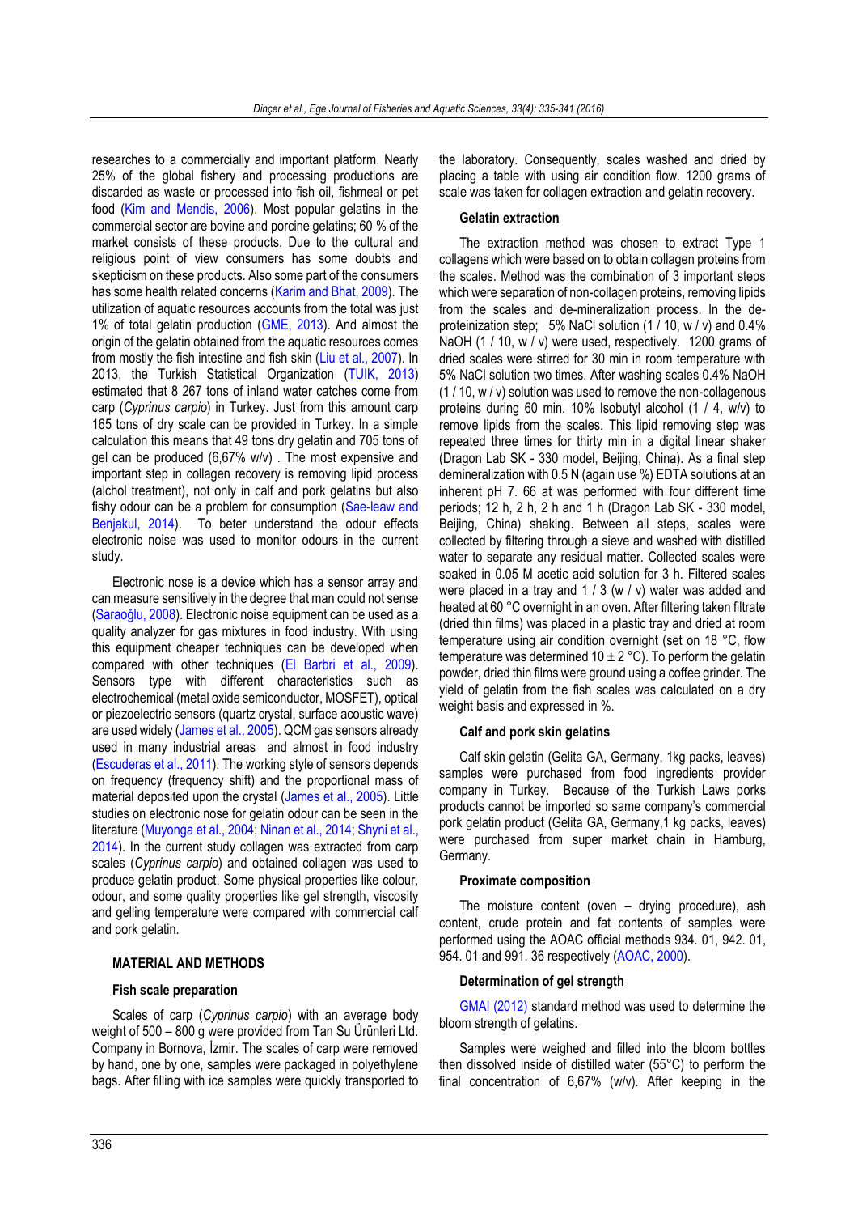researches to a commercially and important platform. Nearly 25% of the global fishery and processing productions are discarded as waste or processed into fish oil, fishmeal or pet food (Kim and Mendis, 2006). Most popular gelatins in the commercial sector are bovine and porcine gelatins; 60 % of the market consists of these products. Due to the cultural and religious point of view consumers has some doubts and skepticism on these products. Also some part of the consumers has some health related concerns (Karim and Bhat, 2009). The utilization of aquatic resources accounts from the total was just 1% of total gelatin production (GME, 2013). And almost the origin of the gelatin obtained from the aquatic resources comes from mostly the fish intestine and fish skin (Liu et al., 2007). In 2013, the Turkish Statistical Organization (TUIK, 2013) estimated that 8 267 tons of inland water catches come from carp (*Cyprinus carpio*) in Turkey. Just from this amount carp 165 tons of dry scale can be provided in Turkey. In a simple calculation this means that 49 tons dry gelatin and 705 tons of gel can be produced (6,67% w/v) . The most expensive and important step in collagen recovery is removing lipid process (alchol treatment), not only in calf and pork gelatins but also fishy odour can be a problem for consumption (Sae-leaw and Benjakul, 2014). To beter understand the odour effects electronic noise was used to monitor odours in the current study.

Electronic nose is a device which has a sensor array and can measure sensitively in the degree that man could not sense (Saraoğlu, 2008). Electronic noise equipment can be used as a quality analyzer for gas mixtures in food industry. With using this equipment cheaper techniques can be developed when compared with other techniques (El Barbri et al., 2009). Sensors type with different characteristics such as electrochemical (metal oxide semiconductor, MOSFET), optical or piezoelectric sensors (quartz crystal, surface acoustic wave) are used widely (James et al., 2005). QCM gas sensors already used in many industrial areas and almost in food industry (Escuderas et al., 2011). The working style of sensors depends on frequency (frequency shift) and the proportional mass of material deposited upon the crystal (James et al., 2005). Little studies on electronic nose for gelatin odour can be seen in the literature (Muyonga et al., 2004; Ninan et al., 2014; Shyni et al., 2014). In the current study collagen was extracted from carp scales (*Cyprinus carpio*) and obtained collagen was used to produce gelatin product. Some physical properties like colour, odour, and some quality properties like gel strength, viscosity and gelling temperature were compared with commercial calf and pork gelatin.

## MATERIAL AND METHODS

### Fish scale preparation

Scales of carp (*Cyprinus carpio*) with an average body weight of 500 – 800 g were provided from Tan Su Ürünleri Ltd. Company in Bornova, İzmir. The scales of carp were removed by hand, one by one, samples were packaged in polyethylene bags. After filling with ice samples were quickly transported to the laboratory. Consequently, scales washed and dried by placing a table with using air condition flow. 1200 grams of scale was taken for collagen extraction and gelatin recovery.

### Gelatin extraction

The extraction method was chosen to extract Type 1 collagens which were based on to obtain collagen proteins from the scales. Method was the combination of 3 important steps which were separation of non-collagen proteins, removing lipids from the scales and de-mineralization process. In the de-proteinization step; 5% NaCl solution (1 / 10, w / v) and 0.4% NaOH (1 / 10, w / v) were used, respectively. 1200 grams of dried scales were stirred for 30 min in room temperature with 5% NaCl solution two times. After washing scales 0.4% NaOH (1 / 10, w / v) solution was used to remove the non-collagenous proteins during 60 min. 10% Isobutyl alcohol (1 / 4, w/v) to remove lipids from the scales. This lipid removing step was repeated three times for thirty min in a digital linear shaker (Dragon Lab SK - 330 model, Beijing, China). As a final step demineralization with 0.5 N (again use %) EDTA solutions at an inherent pH 7. 66 at was performed with four different time periods; 12 h, 2 h, 2 h and 1 h (Dragon Lab SK - 330 model, Beijing, China) shaking. Between all steps, scales were collected by filtering through a sieve and washed with distilled water to separate any residual matter. Collected scales were soaked in 0.05 M acetic acid solution for 3 h. Filtered scales were placed in a tray and 1 / 3 (w / v) water was added and heated at 60 °C overnight in an oven. After filtering taken filtrate (dried thin films) was placed in a plastic tray and dried at room temperature using air condition overnight (set on 18 °C, flow temperature was determined 10 ± 2 °C). To perform the gelatin powder, dried thin films were ground using a coffee grinder. The yield of gelatin from the fish scales was calculated on a dry weight basis and expressed in %.

### Calf and pork skin gelatins

Calf skin gelatin (Gelita GA, Germany, 1kg packs, leaves) samples were purchased from food ingredients provider company in Turkey. Because of the Turkish Laws porks products cannot be imported so same company's commercial pork gelatin product (Gelita GA, Germany,1 kg packs, leaves) were purchased from super market chain in Hamburg, Germany.

### Proximate composition

The moisture content (oven – drying procedure), ash content, crude protein and fat contents of samples were performed using the AOAC official methods 934. 01, 942. 01, 954. 01 and 991. 36 respectively (AOAC, 2000).

### Determination of gel strength

GMAI (2012) standard method was used to determine the bloom strength of gelatins.

Samples were weighed and filled into the bloom bottles then dissolved inside of distilled water (55°C) to perform the final concentration of 6,67% (w/v). After keeping in the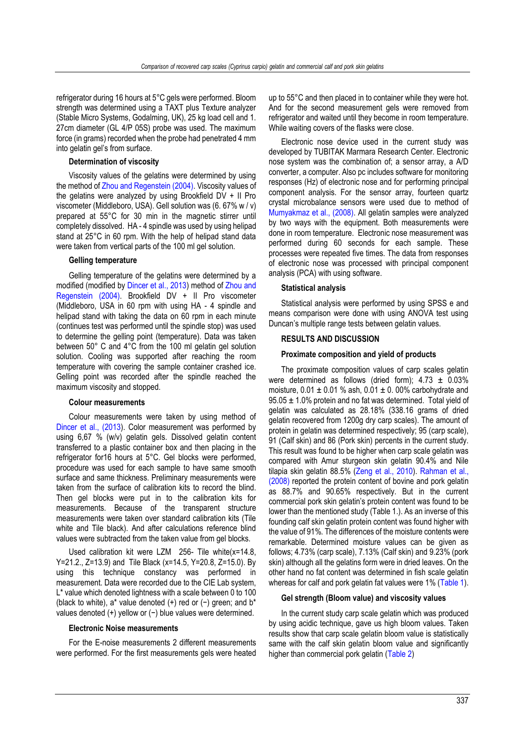refrigerator during 16 hours at 5°C gels were performed. Bloom strength was determined using a TAXT plus Texture analyzer (Stable Micro Systems, Godalming, UK), 25 kg load cell and 1. 27cm diameter (GL 4/P 05S) probe was used. The maximum force (in grams) recorded when the probe had penetrated 4 mm into gelatin gel's from surface.

**Determination of viscosity**

Viscosity values of the gelatins were determined by using the method of Zhou and Regenstein (2004). Viscosity values of the gelatins were analyzed by using Brookfield DV + II Pro viscometer (Middleboro, USA). Gell solution was (6. 67% w / v) prepared at 55°C for 30 min in the magnetic stirrer until completely dissolved. HA - 4 spindle was used by using helipad stand at 25°C in 60 rpm. With the help of helipad stand data were taken from vertical parts of the 100 ml gel solution.

**Gelling temperature**

Gelling temperature of the gelatins were determined by a modified (modified by Dincer et al., 2013) method of Zhou and Regenstein (2004). Brookfield DV + II Pro viscometer (Middleboro, USA in 60 rpm with using HA - 4 spindle and helipad stand with taking the data on 60 rpm in each minute (continues test was performed until the spindle stop) was used to determine the gelling point (temperature). Data was taken between 50° C and 4°C from the 100 ml gelatin gel solution solution. Cooling was supported after reaching the room temperature with covering the sample container crashed ice. Gelling point was recorded after the spindle reached the maximum viscosity and stopped.

**Colour measurements**

Colour measurements were taken by using method of Dincer et al., (2013). Color measurement was performed by using 6,67 % (w/v) gelatin gels. Dissolved gelatin content transferred to a plastic container box and then placing in the refrigerator for16 hours at 5°C. Gel blocks were performed, procedure was used for each sample to have same smooth surface and same thickness. Preliminary measurements were taken from the surface of calibration kits to record the blind. Then gel blocks were put in to the calibration kits for measurements. Because of the transparent structure measurements were taken over standard calibration kits (Tile white and Tile black). And after calculations reference blind values were subtracted from the taken value from gel blocks.

Used calibration kit were LZM 256- Tile white(x=14.8, Y=21.2., Z=13.9) and Tile Black (x=14.5, Y=20.8, Z=15.0). By using this technique constancy was performed in measurement. Data were recorded due to the CIE Lab system, L* value which denoted lightness with a scale between 0 to 100 (black to white), a* value denoted (+) red or (−) green; and b* values denoted (+) yellow or (−) blue values were determined.

**Electronic Noise measurements**

For the E-noise measurements 2 different measurements were performed. For the first measurements gels were heated up to 55°C and then placed in to container while they were hot. And for the second measurement gels were removed from refrigerator and waited until they become in room temperature. While waiting covers of the flasks were close.

Electronic nose device used in the current study was developed by TUBITAK Marmara Research Center. Electronic nose system was the combination of; a sensor array, a A/D converter, a computer. Also pc includes software for monitoring responses (Hz) of electronic nose and for performing principal component analysis. For the sensor array, fourteen quartz crystal microbalance sensors were used due to method of Mumyakmaz et al., (2008). All gelatin samples were analyzed by two ways with the equipment. Both measurements were done in room temperature. Electronic nose measurement was performed during 60 seconds for each sample. These processes were repeated five times. The data from responses of electronic nose was processed with principal component analysis (PCA) with using software.

**Statistical analysis**

Statistical analysis were performed by using SPSS e and means comparison were done with using ANOVA test using Duncan's multiple range tests between gelatin values.

**RESULTS AND DISCUSSION**

**Proximate composition and yield of products**

The proximate composition values of carp scales gelatin were determined as follows (dried form); 4.73 ± 0.03% moisture, 0.01 ± 0.01 % ash, 0.01 ± 0. 00% carbohydrate and 95.05 ± 1.0% protein and no fat was determined. Total yield of gelatin was calculated as 28.18% (338.16 grams of dried gelatin recovered from 1200g dry carp scales). The amount of protein in gelatin was determined respectively; 95 (carp scale), 91 (Calf skin) and 86 (Pork skin) percents in the current study. This result was found to be higher when carp scale gelatin was compared with Amur sturgeon skin gelatin 90.4% and Nile tilapia skin gelatin 88.5% (Zeng et al., 2010). Rahman et al., (2008) reported the protein content of bovine and pork gelatin as 88.7% and 90.65% respectively. But in the current commercial pork skin gelatin's protein content was found to be lower than the mentioned study (Table 1.). As an inverse of this founding calf skin gelatin protein content was found higher with the value of 91%. The differences of the moisture contents were remarkable. Determined moisture values can be given as follows; 4.73% (carp scale), 7.13% (Calf skin) and 9.23% (pork skin) although all the gelatins form were in dried leaves. On the other hand no fat content was determined in fish scale gelatin whereas for calf and pork gelatin fat values were 1% (Table 1).

**Gel strength (Bloom value) and viscosity values**

In the current study carp scale gelatin which was produced by using acidic technique, gave us high bloom values. Taken results show that carp scale gelatin bloom value is statistically same with the calf skin gelatin bloom value and significantly higher than commercial pork gelatin (Table 2)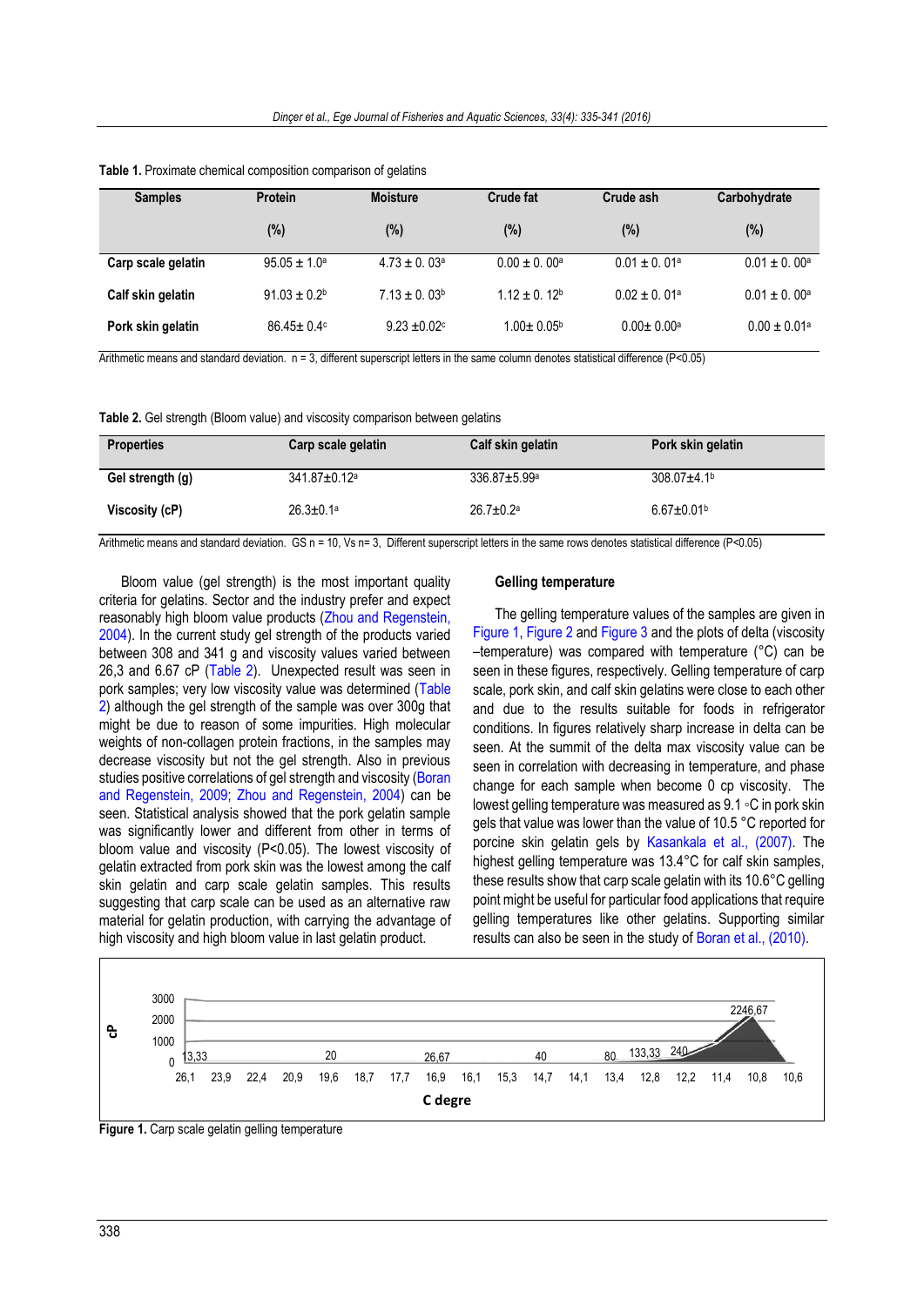**Table 1.** Proximate chemical composition comparison of gelatins

| Samples | Protein (%) | Moisture (%) | Crude fat (%) | Crude ash (%) | Carbohydrate (%) |
|---|---|---|---|---|---|
| **Carp scale gelatin** | 95.05 ± 1.0[a] | 4.73 ± 0. 03[a] | 0.00 ± 0. 00[a] | 0.01 ± 0. 01[a] | 0.01 ± 0. 00[a] |
| **Calf skin gelatin** | 91.03 ± 0.2[b] | 7.13 ± 0. 03[b] | 1.12 ± 0. 12[b] | 0.02 ± 0. 01[a] | 0.01 ± 0. 00[a] |
| **Pork skin gelatin** | 86.45± 0.4[c] | 9.23 ±0.02[c] | 1.00± 0.05[b] | 0.00± 0.00[a] | 0.00 ± 0.01[a] |

Arithmetic means and standard deviation. n = 3, different superscript letters in the same column denotes statistical difference (P<0.05)

**Table 2.** Gel strength (Bloom value) and viscosity comparison between gelatins

| Properties | Carp scale gelatin | Calf skin gelatin | Pork skin gelatin |
|---|---|---|---|
| **Gel strength (g)** | 341.87±0.12[a] | 336.87±5.99[a] | 308.07±4.1[b] |
| **Viscosity (cP)** | 26.3±0.1[a] | 26.7±0.2[a] | 6.67±0.01[b] |

Arithmetic means and standard deviation. GS n = 10, Vs n= 3, Different superscript letters in the same rows denotes statistical difference (P<0.05)

Bloom value (gel strength) is the most important quality criteria for gelatins. Sector and the industry prefer and expect reasonably high bloom value products (Zhou and Regenstein, 2004). In the current study gel strength of the products varied between 308 and 341 g and viscosity values varied between 26,3 and 6.67 cP (Table 2). Unexpected result was seen in pork samples; very low viscosity value was determined (Table 2) although the gel strength of the sample was over 300g that might be due to reason of some impurities. High molecular weights of non-collagen protein fractions, in the samples may decrease viscosity but not the gel strength. Also in previous studies positive correlations of gel strength and viscosity (Boran and Regenstein, 2009; Zhou and Regenstein, 2004) can be seen. Statistical analysis showed that the pork gelatin sample was significantly lower and different from other in terms of bloom value and viscosity (P<0.05). The lowest viscosity of gelatin extracted from pork skin was the lowest among the calf skin gelatin and carp scale gelatin samples. This results suggesting that carp scale can be used as an alternative raw material for gelatin production, with carrying the advantage of high viscosity and high bloom value in last gelatin product.

#### Gelling temperature

The gelling temperature values of the samples are given in Figure 1, Figure 2 and Figure 3 and the plots of delta (viscosity –temperature) was compared with temperature (°C) can be seen in these figures, respectively. Gelling temperature of carp scale, pork skin, and calf skin gelatins were close to each other and due to the results suitable for foods in refrigerator conditions. In figures relatively sharp increase in delta can be seen. At the summit of the delta max viscosity value can be seen in correlation with decreasing in temperature, and phase change for each sample when become 0 cp viscosity. The lowest gelling temperature was measured as 9.1 ◦C in pork skin gels that value was lower than the value of 10.5 °C reported for porcine skin gelatin gels by Kasankala et al., (2007). The highest gelling temperature was 13.4°C for calf skin samples, these results show that carp scale gelatin with its 10.6°C gelling point might be useful for particular food applications that require gelling temperatures like other gelatins. Supporting similar results can also be seen in the study of Boran et al., (2010).

**Figure 1.** Carp scale gelatin gelling temperature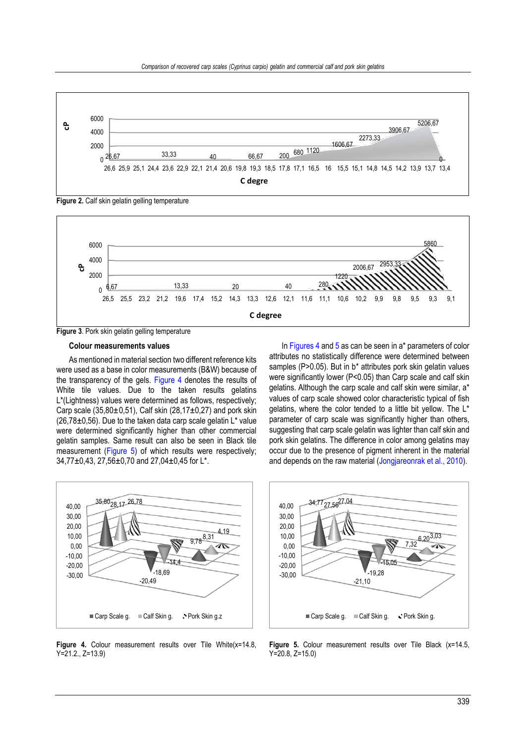**Figure 2.** Calf skin gelatin gelling temperature

**Figure 3**. Pork skin gelatin gelling temperature

#### Colour measurements values

As mentioned in material section two different reference kits were used as a base in color measurements (B&W) because of the transparency of the gels. Figure 4 denotes the results of White tile values. Due to the taken results gelatins L*(Lightness) values were determined as follows, respectively; Carp scale (35,80±0,51), Calf skin (28,17±0,27) and pork skin (26,78±0,56). Due to the taken data carp scale gelatin L* value were determined significantly higher than other commercial gelatin samples. Same result can also be seen in Black tile measurement (Figure 5) of which results were respectively; 34,77±0,43, 27,56±0,70 and 27,04±0,45 for L*.

In Figures 4 and 5 as can be seen in a* parameters of color attributes no statistically difference were determined between samples (P>0.05). But in b* attributes pork skin gelatin values were significantly lower (P<0.05) than Carp scale and calf skin gelatins. Although the carp scale and calf skin were similar, a* values of carp scale showed color characteristic typical of fish gelatins, where the color tended to a little bit yellow. The L* parameter of carp scale was significantly higher than others, suggesting that carp scale gelatin was lighter than calf skin and pork skin gelatins. The difference in color among gelatins may occur due to the presence of pigment inherent in the material and depends on the raw material (Jongjareonrak et al., 2010).

**Figure 4.** Colour measurement results over Tile White(x=14.8, Y=21.2., Z=13.9)

**Figure 5.** Colour measurement results over Tile Black (x=14.5, Y=20.8, Z=15.0)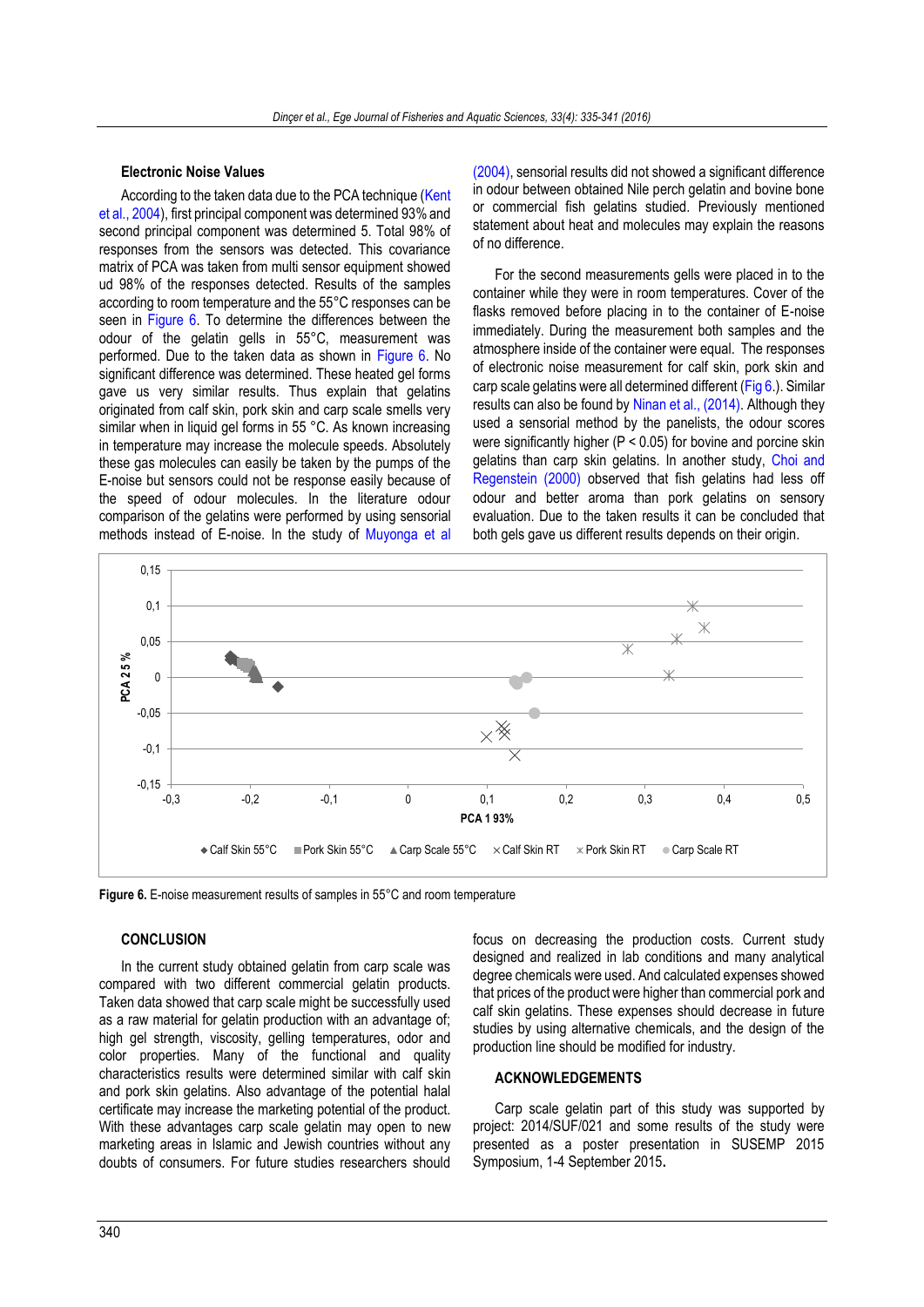### Electronic Noise Values

According to the taken data due to the PCA technique (Kent et al., 2004), first principal component was determined 93% and second principal component was determined 5. Total 98% of responses from the sensors was detected. This covariance matrix of PCA was taken from multi sensor equipment showed ud 98% of the responses detected. Results of the samples according to room temperature and the 55°C responses can be seen in Figure 6. To determine the differences between the odour of the gelatin gells in 55°C, measurement was performed. Due to the taken data as shown in Figure 6. No significant difference was determined. These heated gel forms gave us very similar results. Thus explain that gelatins originated from calf skin, pork skin and carp scale smells very similar when in liquid gel forms in 55 °C. As known increasing in temperature may increase the molecule speeds. Absolutely these gas molecules can easily be taken by the pumps of the E-noise but sensors could not be response easily because of the speed of odour molecules. In the literature odour comparison of the gelatins were performed by using sensorial methods instead of E-noise. In the study of Muyonga et al (2004), sensorial results did not showed a significant difference in odour between obtained Nile perch gelatin and bovine bone or commercial fish gelatins studied. Previously mentioned statement about heat and molecules may explain the reasons of no difference.

For the second measurements gells were placed in to the container while they were in room temperatures. Cover of the flasks removed before placing in to the container of E-noise immediately. During the measurement both samples and the atmosphere inside of the container were equal. The responses of electronic noise measurement for calf skin, pork skin and carp scale gelatins were all determined different (Fig 6.). Similar results can also be found by Ninan et al., (2014). Although they used a sensorial method by the panelists, the odour scores were significantly higher ($P < 0.05$) for bovine and porcine skin gelatins than carp skin gelatins. In another study, Choi and Regenstein (2000) observed that fish gelatins had less off odour and better aroma than pork gelatins on sensory evaluation. Due to the taken results it can be concluded that both gels gave us different results depends on their origin.

**Figure 6.** E-noise measurement results of samples in 55°C and room temperature

### CONCLUSION

In the current study obtained gelatin from carp scale was compared with two different commercial gelatin products. Taken data showed that carp scale might be successfully used as a raw material for gelatin production with an advantage of; high gel strength, viscosity, gelling temperatures, odor and color properties. Many of the functional and quality characteristics results were determined similar with calf skin and pork skin gelatins. Also advantage of the potential halal certificate may increase the marketing potential of the product. With these advantages carp scale gelatin may open to new marketing areas in Islamic and Jewish countries without any doubts of consumers. For future studies researchers should focus on decreasing the production costs. Current study designed and realized in lab conditions and many analytical degree chemicals were used. And calculated expenses showed that prices of the product were higher than commercial pork and calf skin gelatins. These expenses should decrease in future studies by using alternative chemicals, and the design of the production line should be modified for industry.

### ACKNOWLEDGEMENTS

Carp scale gelatin part of this study was supported by project: 2014/SUF/021 and some results of the study were presented as a poster presentation in SUSEMP 2015 Symposium, 1-4 September 2015.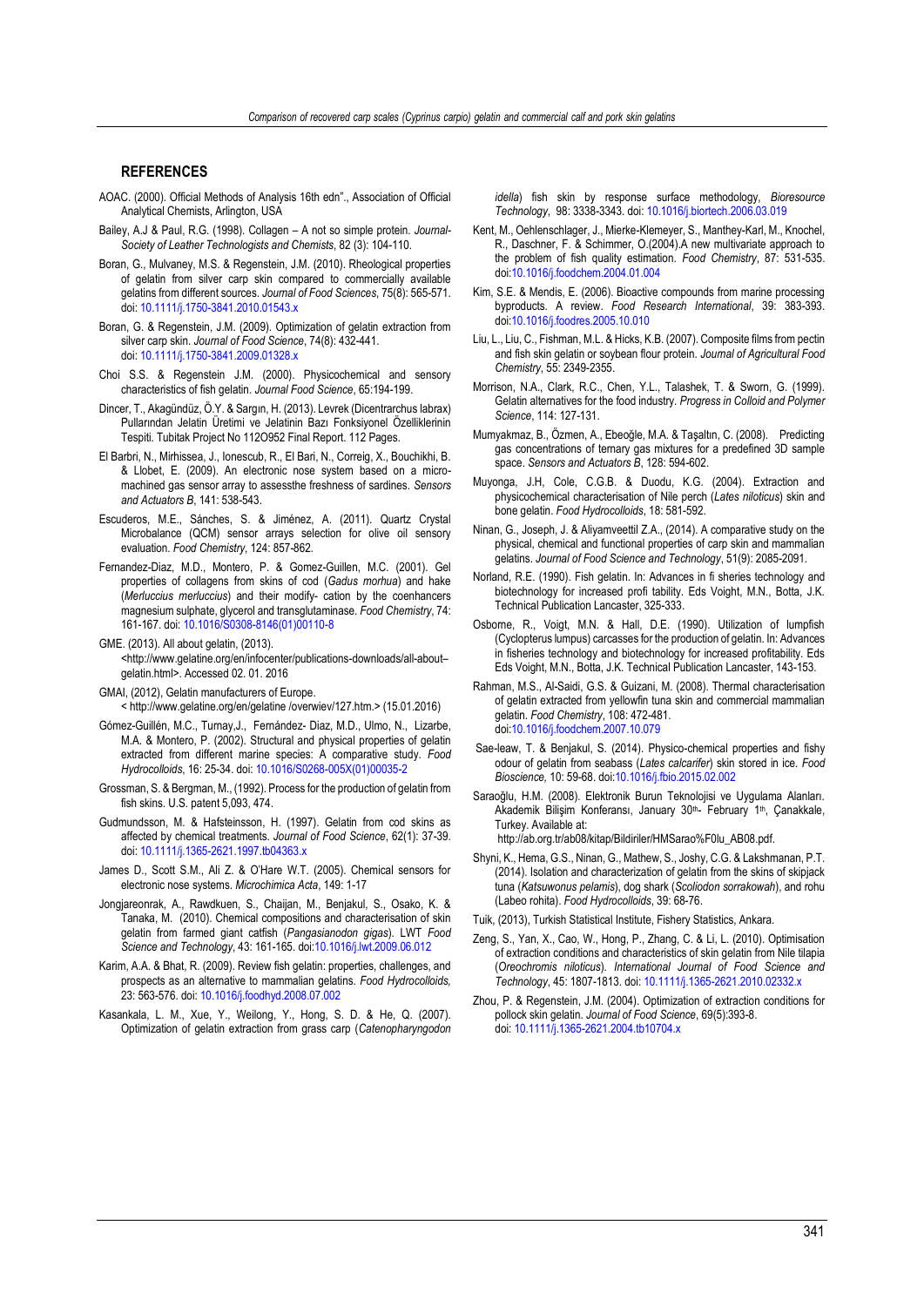## REFERENCES

AOAC. (2000). Official Methods of Analysis 16th edn"., Association of Official Analytical Chemists, Arlington, USA

Bailey, A.J & Paul, R.G. (1998). Collagen – A not so simple protein. *Journal-Society of Leather Technologists and Chemists*, 82 (3): 104-110.

Boran, G., Mulvaney, M.S. & Regenstein, J.M. (2010). Rheological properties of gelatin from silver carp skin compared to commercially available gelatins from different sources. *Journal of Food Sciences*, 75(8): 565-571. doi: 10.1111/j.1750-3841.2010.01543.x

Boran, G. & Regenstein, J.M. (2009). Optimization of gelatin extraction from silver carp skin. *Journal of Food Science*, 74(8): 432-441. doi: 10.1111/j.1750-3841.2009.01328.x

Choi S.S. & Regenstein J.M. (2000). Physicochemical and sensory characteristics of fish gelatin. *Journal Food Science*, 65:194-199.

Dincer, T., Akagündüz, Ö.Y. & Sargın, H. (2013). Levrek (Dicentrarchus labrax) Pullarından Jelatin Üretimi ve Jelatinin Bazı Fonksiyonel Özelliklerinin Tespiti. Tubitak Project No 112O952 Final Report. 112 Pages.

El Barbri, N., Mirhissea, J., Ionescub, R., El Bari, N., Correig, X., Bouchikhi, B. & Llobet, E. (2009). An electronic nose system based on a micro-machined gas sensor array to assessthe freshness of sardines. *Sensors and Actuators B*, 141: 538-543.

Escuderos, M.E., Sánches, S. & Jiménez, A. (2011). Quartz Crystal Microbalance (QCM) sensor arrays selection for olive oil sensory evaluation. *Food Chemistry*, 124: 857-862.

Fernandez-Diaz, M.D., Montero, P. & Gomez-Guillen, M.C. (2001). Gel properties of collagens from skins of cod (*Gadus morhua*) and hake (*Merluccius merluccius*) and their modify- cation by the coenhancers magnesium sulphate, glycerol and transglutaminase. *Food Chemistry*, 74: 161-167. doi: 10.1016/S0308-8146(01)00110-8

GME. (2013). All about gelatin, (2013). <http://www.gelatine.org/en/infocenter/publications-downloads/all-about–gelatin.html>. Accessed 02. 01. 2016

GMAI, (2012), Gelatin manufacturers of Europe. < http://www.gelatine.org/en/gelatine /overwiev/127.htm.> (15.01.2016)

Gómez-Guillén, M.C., Turnay,J., Fernández- Diaz, M.D., Ulmo, N., Lizarbe, M.A. & Montero, P. (2002). Structural and physical properties of gelatin extracted from different marine species: A comparative study. *Food Hydrocolloids*, 16: 25-34. doi: 10.1016/S0268-005X(01)00035-2

Grossman, S. & Bergman, M., (1992). Process for the production of gelatin from fish skins. U.S. patent 5,093, 474.

Gudmundsson, M. & Hafsteinsson, H. (1997). Gelatin from cod skins as affected by chemical treatments. *Journal of Food Science*, 62(1): 37-39. doi: 10.1111/j.1365-2621.1997.tb04363.x

James D., Scott S.M., Ali Z. & O'Hare W.T. (2005). Chemical sensors for electronic nose systems. *Microchimica Acta*, 149: 1-17

Jongjareonrak, A., Rawdkuen, S., Chaijan, M., Benjakul, S., Osako, K. & Tanaka, M. (2010). Chemical compositions and characterisation of skin gelatin from farmed giant catfish (*Pangasianodon gigas*). LWT *Food Science and Technology*, 43: 161-165. doi:10.1016/j.lwt.2009.06.012

Karim, A.A. & Bhat, R. (2009). Review fish gelatin: properties, challenges, and prospects as an alternative to mammalian gelatins. *Food Hydrocolloids,* 23: 563-576. doi: 10.1016/j.foodhyd.2008.07.002

Kasankala, L. M., Xue, Y., Weilong, Y., Hong, S. D. & He, Q. (2007). Optimization of gelatin extraction from grass carp (*Catenopharyngodon idella*) fish skin by response surface methodology, *Bioresource Technology*, 98: 3338-3343. doi: 10.1016/j.biortech.2006.03.019

Kent, M., Oehlenschlager, J., Mierke-Klemeyer, S., Manthey-Karl, M., Knochel, R., Daschner, F. & Schimmer, O.(2004).A new multivariate approach to the problem of fish quality estimation. *Food Chemistry*, 87: 531-535. doi:10.1016/j.foodchem.2004.01.004

Kim, S.E. & Mendis, E. (2006). Bioactive compounds from marine processing byproducts. A review. *Food Research International*, 39: 383-393. doi:10.1016/j.foodres.2005.10.010

Liu, L., Liu, C., Fishman, M.L. & Hicks, K.B. (2007). Composite films from pectin and fish skin gelatin or soybean flour protein. *Journal of Agricultural Food Chemistry*, 55: 2349-2355.

Morrison, N.A., Clark, R.C., Chen, Y.L., Talashek, T. & Sworn, G. (1999). Gelatin alternatives for the food industry. *Progress in Colloid and Polymer Science*, 114: 127-131.

Mumyakmaz, B., Özmen, A., Ebeoğle, M.A. & Taşaltın, C. (2008). Predicting gas concentrations of ternary gas mixtures for a predefined 3D sample space. *Sensors and Actuators B*, 128: 594-602.

Muyonga, J.H, Cole, C.G.B. & Duodu, K.G. (2004). Extraction and physicochemical characterisation of Nile perch (*Lates niloticus*) skin and bone gelatin. *Food Hydrocolloids*, 18: 581-592.

Ninan, G., Joseph, J. & Aliyamveettil Z.A., (2014). A comparative study on the physical, chemical and functional properties of carp skin and mammalian gelatins. *Journal of Food Science and Technology*, 51(9): 2085-2091.

Norland, R.E. (1990). Fish gelatin. In: Advances in fi sheries technology and biotechnology for increased profi tability. Eds Voight, M.N., Botta, J.K. Technical Publication Lancaster, 325-333.

Osborne, R., Voigt, M.N. & Hall, D.E. (1990). Utilization of lumpfish (Cyclopterus lumpus) carcasses for the production of gelatin. In: Advances in fisheries technology and biotechnology for increased profitability. Eds Eds Voight, M.N., Botta, J.K. Technical Publication Lancaster, 143-153.

Rahman, M.S., Al-Saidi, G.S. & Guizani, M. (2008). Thermal characterisation of gelatin extracted from yellowfin tuna skin and commercial mammalian gelatin. *Food Chemistry*, 108: 472-481. doi:10.1016/j.foodchem.2007.10.079

Sae-leaw, T. & Benjakul, S. (2014). Physico-chemical properties and fishy odour of gelatin from seabass (*Lates calcarifer*) skin stored in ice. *Food Bioscience,* 10: 59-68. doi:10.1016/j.fbio.2015.02.002

Saraoğlu, H.M. (2008). Elektronik Burun Teknolojisi ve Uygulama Alanları. Akademik Bilişim Konferansı, January 30th- February 1th, Çanakkale, Turkey. Available at: http://ab.org.tr/ab08/kitap/Bildiriler/HMSarao%F0lu_AB08.pdf.

Shyni, K., Hema, G.S., Ninan, G., Mathew, S., Joshy, C.G. & Lakshmanan, P.T. (2014). Isolation and characterization of gelatin from the skins of skipjack tuna (*Katsuwonus pelamis*), dog shark (*Scoliodon sorrakowah*), and rohu (Labeo rohita). *Food Hydrocolloids*, 39: 68-76.

Tuik, (2013), Turkish Statistical Institute, Fishery Statistics, Ankara.

Zeng, S., Yan, X., Cao, W., Hong, P., Zhang, C. & Li, L. (2010). Optimisation of extraction conditions and characteristics of skin gelatin from Nile tilapia (*Oreochromis niloticus*). *International Journal of Food Science and Technology*, 45: 1807-1813. doi: 10.1111/j.1365-2621.2010.02332.x

Zhou, P. & Regenstein, J.M. (2004). Optimization of extraction conditions for pollock skin gelatin. *Journal of Food Science*, 69(5):393-8. doi: 10.1111/j.1365-2621.2004.tb10704.x